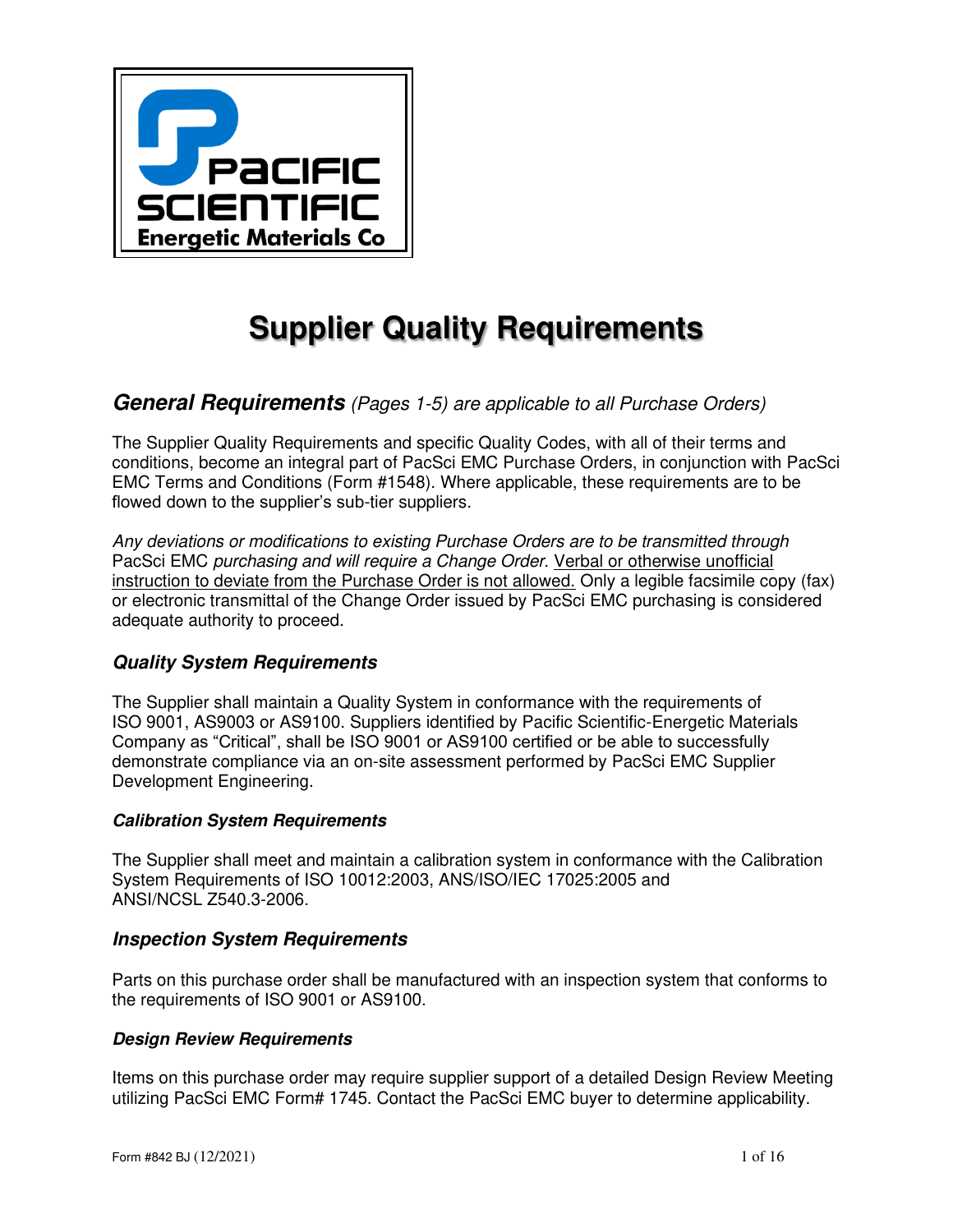Pacific Scientific Energetic Materials Co

# Supplier Quality Requirements

## *General Requirements (Pages 1-5) are applicable to all Purchase Orders)*

The Supplier Quality Requirements and specific Quality Codes, with all of their terms and conditions, become an integral part of PacSci EMC Purchase Orders, in conjunction with PacSci EMC Terms and Conditions (Form #1548). Where applicable, these requirements are to be flowed down to the supplier's sub-tier suppliers.

*Any deviations or modifications to existing Purchase Orders are to be transmitted through* PacSci EMC *purchasing and will require a Change Order*. Verbal or otherwise unofficial instruction to deviate from the Purchase Order is not allowed. Only a legible facsimile copy (fax) or electronic transmittal of the Change Order issued by PacSci EMC purchasing is considered adequate authority to proceed.

### *Quality System Requirements*

The Supplier shall maintain a Quality System in conformance with the requirements of ISO 9001, AS9003 or AS9100. Suppliers identified by Pacific Scientific-Energetic Materials Company as "Critical", shall be ISO 9001 or AS9100 certified or be able to successfully demonstrate compliance via an on-site assessment performed by PacSci EMC Supplier Development Engineering.

#### *Calibration System Requirements*

The Supplier shall meet and maintain a calibration system in conformance with the Calibration System Requirements of ISO 10012:2003, ANS/ISO/IEC 17025:2005 and ANSI/NCSL Z540.3-2006.

### *Inspection System Requirements*

Parts on this purchase order shall be manufactured with an inspection system that conforms to the requirements of ISO 9001 or AS9100.

#### *Design Review Requirements*

Items on this purchase order may require supplier support of a detailed Design Review Meeting utilizing PacSci EMC Form# 1745. Contact the PacSci EMC buyer to determine applicability.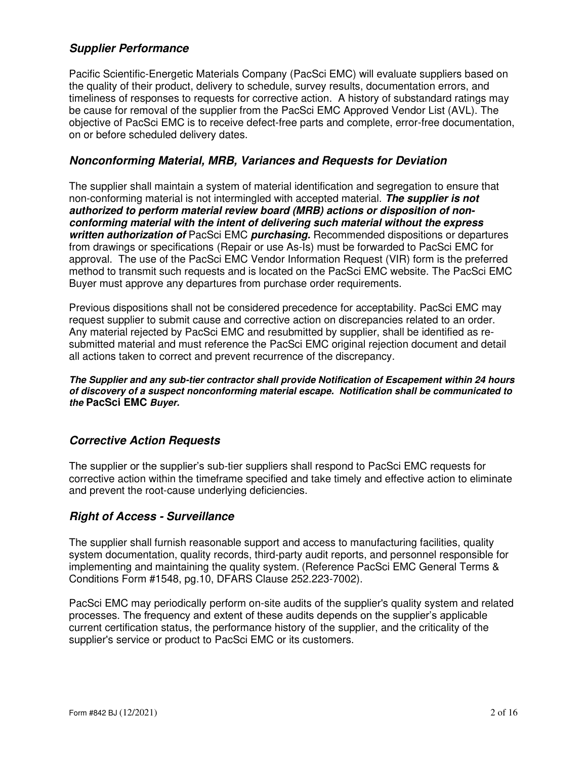## *Supplier Performance*

Pacific Scientific-Energetic Materials Company (PacSci EMC) will evaluate suppliers based on the quality of their product, delivery to schedule, survey results, documentation errors, and timeliness of responses to requests for corrective action. A history of substandard ratings may be cause for removal of the supplier from the PacSci EMC Approved Vendor List (AVL). The objective of PacSci EMC is to receive defect-free parts and complete, error-free documentation, on or before scheduled delivery dates.

## *Nonconforming Material, MRB, Variances and Requests for Deviation*

The supplier shall maintain a system of material identification and segregation to ensure that non-conforming material is not intermingled with accepted material. ***The supplier is not authorized to perform material review board (MRB) actions or disposition of non-conforming material with the intent of delivering such material without the express written authorization of*** PacSci EMC ***purchasing.*** Recommended dispositions or departures from drawings or specifications (Repair or use As-Is) must be forwarded to PacSci EMC for approval. The use of the PacSci EMC Vendor Information Request (VIR) form is the preferred method to transmit such requests and is located on the PacSci EMC website. The PacSci EMC Buyer must approve any departures from purchase order requirements.

Previous dispositions shall not be considered precedence for acceptability. PacSci EMC may request supplier to submit cause and corrective action on discrepancies related to an order. Any material rejected by PacSci EMC and resubmitted by supplier, shall be identified as re-submitted material and must reference the PacSci EMC original rejection document and detail all actions taken to correct and prevent recurrence of the discrepancy.

***The Supplier and any sub-tier contractor shall provide Notification of Escapement within 24 hours of discovery of a suspect nonconforming material escape. Notification shall be communicated to the*** **PacSci EMC** ***Buyer.***

## *Corrective Action Requests*

The supplier or the supplier's sub-tier suppliers shall respond to PacSci EMC requests for corrective action within the timeframe specified and take timely and effective action to eliminate and prevent the root-cause underlying deficiencies.

## *Right of Access - Surveillance*

The supplier shall furnish reasonable support and access to manufacturing facilities, quality system documentation, quality records, third-party audit reports, and personnel responsible for implementing and maintaining the quality system. (Reference PacSci EMC General Terms & Conditions Form #1548, pg.10, DFARS Clause 252.223-7002).

PacSci EMC may periodically perform on-site audits of the supplier's quality system and related processes. The frequency and extent of these audits depends on the supplier's applicable current certification status, the performance history of the supplier, and the criticality of the supplier's service or product to PacSci EMC or its customers.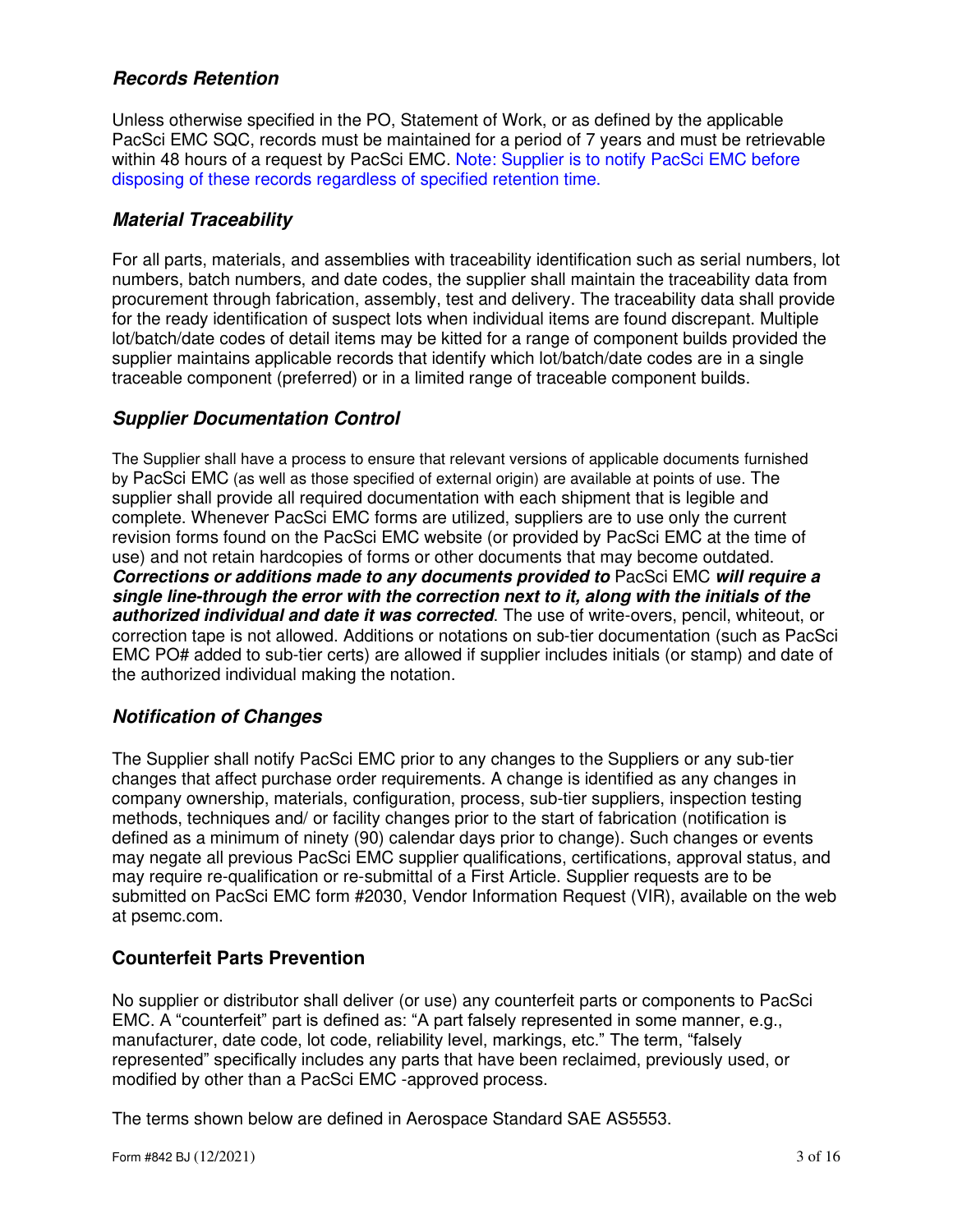### *Records Retention*

Unless otherwise specified in the PO, Statement of Work, or as defined by the applicable PacSci EMC SQC, records must be maintained for a period of 7 years and must be retrievable within 48 hours of a request by PacSci EMC. Note: Supplier is to notify PacSci EMC before disposing of these records regardless of specified retention time.

### *Material Traceability*

For all parts, materials, and assemblies with traceability identification such as serial numbers, lot numbers, batch numbers, and date codes, the supplier shall maintain the traceability data from procurement through fabrication, assembly, test and delivery. The traceability data shall provide for the ready identification of suspect lots when individual items are found discrepant. Multiple lot/batch/date codes of detail items may be kitted for a range of component builds provided the supplier maintains applicable records that identify which lot/batch/date codes are in a single traceable component (preferred) or in a limited range of traceable component builds.

### *Supplier Documentation Control*

The Supplier shall have a process to ensure that relevant versions of applicable documents furnished by PacSci EMC (as well as those specified of external origin) are available at points of use. The supplier shall provide all required documentation with each shipment that is legible and complete. Whenever PacSci EMC forms are utilized, suppliers are to use only the current revision forms found on the PacSci EMC website (or provided by PacSci EMC at the time of use) and not retain hardcopies of forms or other documents that may become outdated. ***Corrections or additions made to any documents provided to*** PacSci EMC ***will require a single line-through the error with the correction next to it, along with the initials of the authorized individual and date it was corrected***. The use of write-overs, pencil, whiteout, or correction tape is not allowed. Additions or notations on sub-tier documentation (such as PacSci EMC PO# added to sub-tier certs) are allowed if supplier includes initials (or stamp) and date of the authorized individual making the notation.

### *Notification of Changes*

The Supplier shall notify PacSci EMC prior to any changes to the Suppliers or any sub-tier changes that affect purchase order requirements. A change is identified as any changes in company ownership, materials, configuration, process, sub-tier suppliers, inspection testing methods, techniques and/ or facility changes prior to the start of fabrication (notification is defined as a minimum of ninety (90) calendar days prior to change). Such changes or events may negate all previous PacSci EMC supplier qualifications, certifications, approval status, and may require re-qualification or re-submittal of a First Article. Supplier requests are to be submitted on PacSci EMC form #2030, Vendor Information Request (VIR), available on the web at psemc.com.

### Counterfeit Parts Prevention

No supplier or distributor shall deliver (or use) any counterfeit parts or components to PacSci EMC. A "counterfeit" part is defined as: "A part falsely represented in some manner, e.g., manufacturer, date code, lot code, reliability level, markings, etc." The term, "falsely represented" specifically includes any parts that have been reclaimed, previously used, or modified by other than a PacSci EMC -approved process.

The terms shown below are defined in Aerospace Standard SAE AS5553.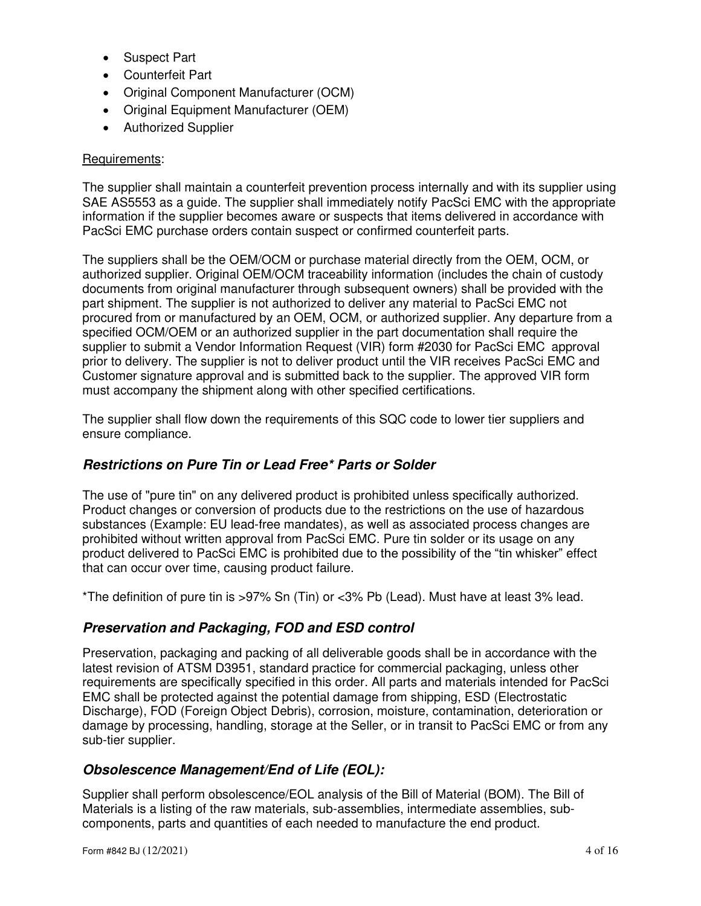- Suspect Part
- Counterfeit Part
- Original Component Manufacturer (OCM)
- Original Equipment Manufacturer (OEM)
- Authorized Supplier

Requirements:

The supplier shall maintain a counterfeit prevention process internally and with its supplier using SAE AS5553 as a guide. The supplier shall immediately notify PacSci EMC with the appropriate information if the supplier becomes aware or suspects that items delivered in accordance with PacSci EMC purchase orders contain suspect or confirmed counterfeit parts.

The suppliers shall be the OEM/OCM or purchase material directly from the OEM, OCM, or authorized supplier. Original OEM/OCM traceability information (includes the chain of custody documents from original manufacturer through subsequent owners) shall be provided with the part shipment. The supplier is not authorized to deliver any material to PacSci EMC not procured from or manufactured by an OEM, OCM, or authorized supplier. Any departure from a specified OCM/OEM or an authorized supplier in the part documentation shall require the supplier to submit a Vendor Information Request (VIR) form #2030 for PacSci EMC approval prior to delivery. The supplier is not to deliver product until the VIR receives PacSci EMC and Customer signature approval and is submitted back to the supplier. The approved VIR form must accompany the shipment along with other specified certifications.

The supplier shall flow down the requirements of this SQC code to lower tier suppliers and ensure compliance.

## ***Restrictions on Pure Tin or Lead Free* Parts or Solder***

The use of "pure tin" on any delivered product is prohibited unless specifically authorized. Product changes or conversion of products due to the restrictions on the use of hazardous substances (Example: EU lead-free mandates), as well as associated process changes are prohibited without written approval from PacSci EMC. Pure tin solder or its usage on any product delivered to PacSci EMC is prohibited due to the possibility of the “tin whisker” effect that can occur over time, causing product failure.

*The definition of pure tin is >97% Sn (Tin) or <3% Pb (Lead). Must have at least 3% lead.

## ***Preservation and Packaging, FOD and ESD control***

Preservation, packaging and packing of all deliverable goods shall be in accordance with the latest revision of ATSM D3951, standard practice for commercial packaging, unless other requirements are specifically specified in this order. All parts and materials intended for PacSci EMC shall be protected against the potential damage from shipping, ESD (Electrostatic Discharge), FOD (Foreign Object Debris), corrosion, moisture, contamination, deterioration or damage by processing, handling, storage at the Seller, or in transit to PacSci EMC or from any sub-tier supplier.

## ***Obsolescence Management/End of Life (EOL):***

Supplier shall perform obsolescence/EOL analysis of the Bill of Material (BOM). The Bill of Materials is a listing of the raw materials, sub-assemblies, intermediate assemblies, sub-components, parts and quantities of each needed to manufacture the end product.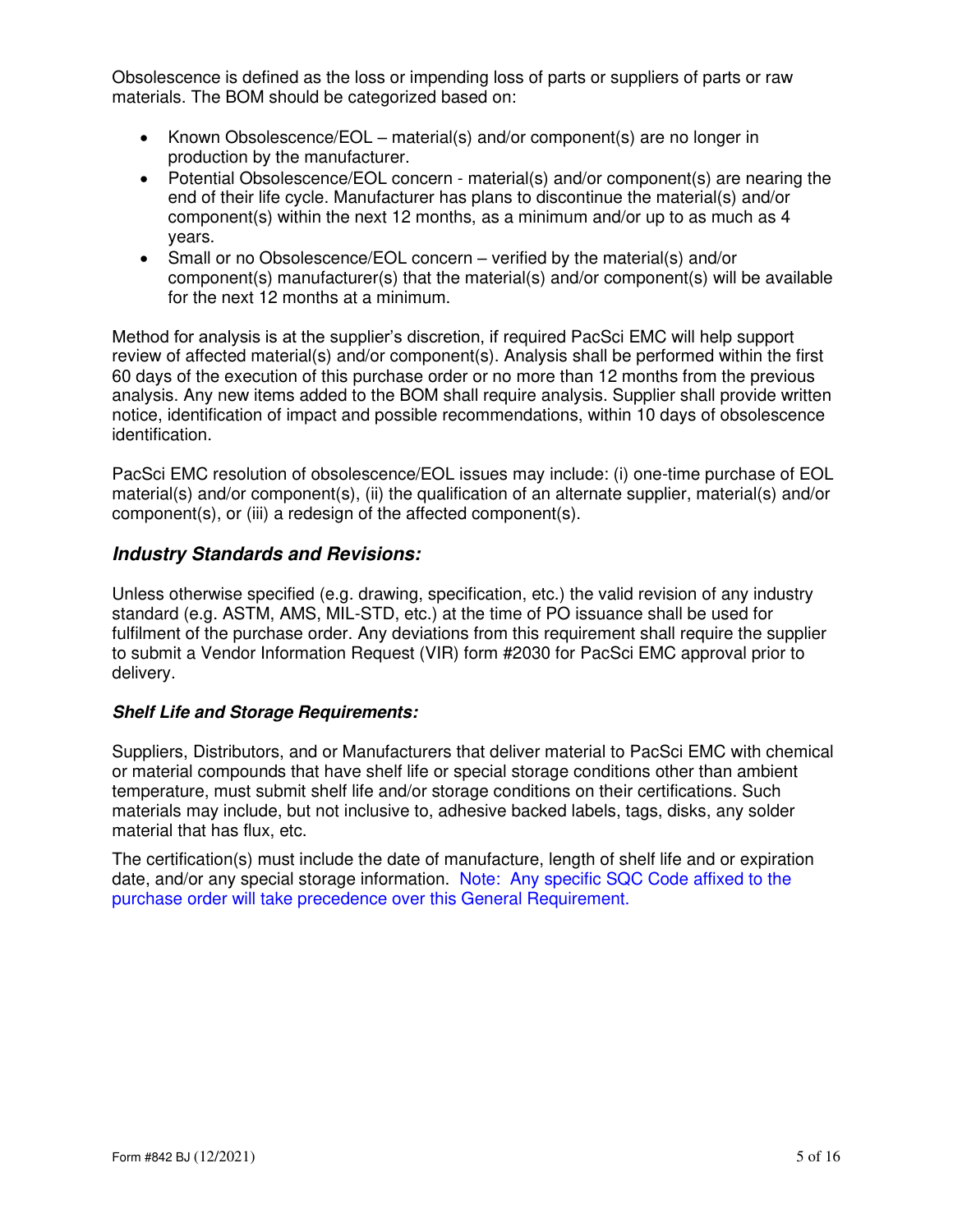Obsolescence is defined as the loss or impending loss of parts or suppliers of parts or raw materials. The BOM should be categorized based on:

- Known Obsolescence/EOL – material(s) and/or component(s) are no longer in production by the manufacturer.
- Potential Obsolescence/EOL concern - material(s) and/or component(s) are nearing the end of their life cycle. Manufacturer has plans to discontinue the material(s) and/or component(s) within the next 12 months, as a minimum and/or up to as much as 4 years.
- Small or no Obsolescence/EOL concern – verified by the material(s) and/or component(s) manufacturer(s) that the material(s) and/or component(s) will be available for the next 12 months at a minimum.

Method for analysis is at the supplier's discretion, if required PacSci EMC will help support review of affected material(s) and/or component(s). Analysis shall be performed within the first 60 days of the execution of this purchase order or no more than 12 months from the previous analysis. Any new items added to the BOM shall require analysis. Supplier shall provide written notice, identification of impact and possible recommendations, within 10 days of obsolescence identification.

PacSci EMC resolution of obsolescence/EOL issues may include: (i) one-time purchase of EOL material(s) and/or component(s), (ii) the qualification of an alternate supplier, material(s) and/or component(s), or (iii) a redesign of the affected component(s).

## ***Industry Standards and Revisions:***

Unless otherwise specified (e.g. drawing, specification, etc.) the valid revision of any industry standard (e.g. ASTM, AMS, MIL-STD, etc.) at the time of PO issuance shall be used for fulfilment of the purchase order. Any deviations from this requirement shall require the supplier to submit a Vendor Information Request (VIR) form #2030 for PacSci EMC approval prior to delivery.

### ***Shelf Life and Storage Requirements:***

Suppliers, Distributors, and or Manufacturers that deliver material to PacSci EMC with chemical or material compounds that have shelf life or special storage conditions other than ambient temperature, must submit shelf life and/or storage conditions on their certifications. Such materials may include, but not inclusive to, adhesive backed labels, tags, disks, any solder material that has flux, etc.

The certification(s) must include the date of manufacture, length of shelf life and or expiration date, and/or any special storage information. Note: Any specific SQC Code affixed to the purchase order will take precedence over this General Requirement.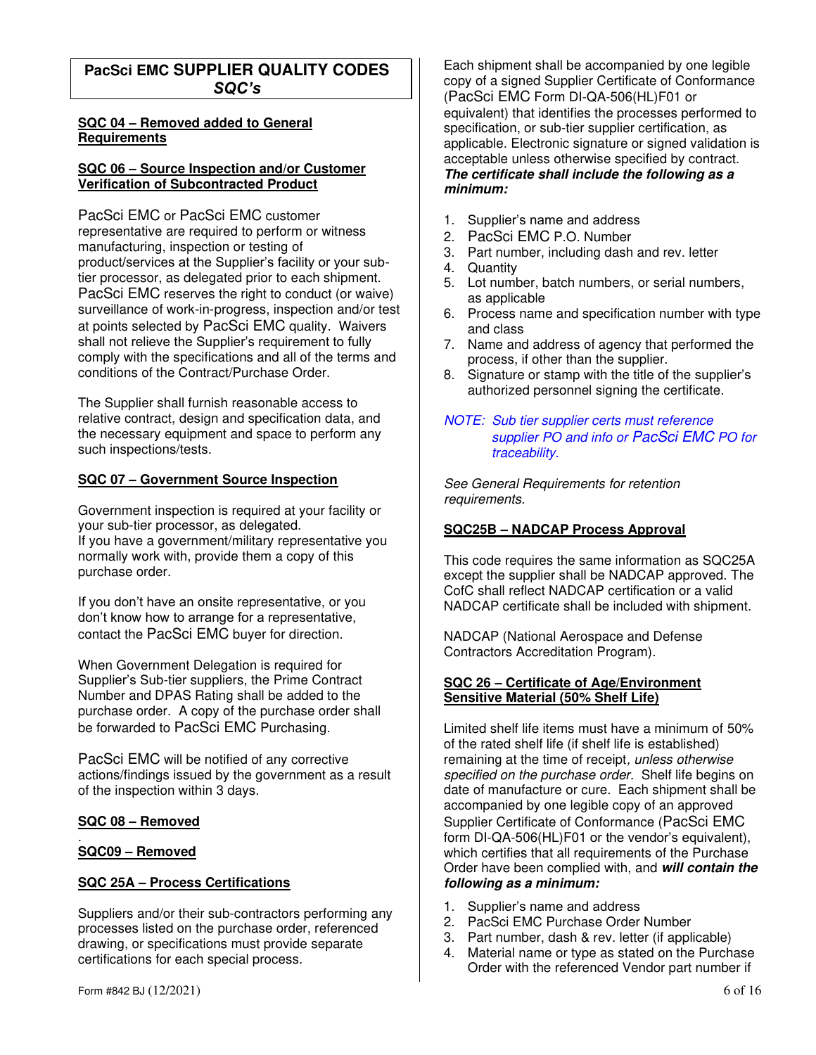## PacSci EMC SUPPLIER QUALITY CODES *SQC's*

**SQC 04 – Removed added to General Requirements**

**SQC 06 – Source Inspection and/or Customer Verification of Subcontracted Product**

PacSci EMC or PacSci EMC customer representative are required to perform or witness manufacturing, inspection or testing of product/services at the Supplier's facility or your sub-tier processor, as delegated prior to each shipment. PacSci EMC reserves the right to conduct (or waive) surveillance of work-in-progress, inspection and/or test at points selected by PacSci EMC quality. Waivers shall not relieve the Supplier's requirement to fully comply with the specifications and all of the terms and conditions of the Contract/Purchase Order.

The Supplier shall furnish reasonable access to relative contract, design and specification data, and the necessary equipment and space to perform any such inspections/tests.

**SQC 07 – Government Source Inspection**

Government inspection is required at your facility or your sub-tier processor, as delegated.
If you have a government/military representative you normally work with, provide them a copy of this purchase order.

If you don't have an onsite representative, or you don't know how to arrange for a representative, contact the PacSci EMC buyer for direction.

When Government Delegation is required for Supplier's Sub-tier suppliers, the Prime Contract Number and DPAS Rating shall be added to the purchase order. A copy of the purchase order shall be forwarded to PacSci EMC Purchasing.

PacSci EMC will be notified of any corrective actions/findings issued by the government as a result of the inspection within 3 days.

**SQC 08 – Removed**

**SQC09 – Removed**

**SQC 25A – Process Certifications**

Suppliers and/or their sub-contractors performing any processes listed on the purchase order, referenced drawing, or specifications must provide separate certifications for each special process.

Each shipment shall be accompanied by one legible copy of a signed Supplier Certificate of Conformance (PacSci EMC Form DI-QA-506(HL)F01 or equivalent) that identifies the processes performed to specification, or sub-tier supplier certification, as applicable. Electronic signature or signed validation is acceptable unless otherwise specified by contract. ***The certificate shall include the following as a minimum:***

1. Supplier's name and address
2. PacSci EMC P.O. Number
3. Part number, including dash and rev. letter
4. Quantity
5. Lot number, batch numbers, or serial numbers, as applicable
6. Process name and specification number with type and class
7. Name and address of agency that performed the process, if other than the supplier.
8. Signature or stamp with the title of the supplier's authorized personnel signing the certificate.

*NOTE: Sub tier supplier certs must reference supplier PO and info or PacSci EMC PO for traceability.*

*See General Requirements for retention requirements.*

**SQC25B – NADCAP Process Approval**

This code requires the same information as SQC25A except the supplier shall be NADCAP approved. The CofC shall reflect NADCAP certification or a valid NADCAP certificate shall be included with shipment.

NADCAP (National Aerospace and Defense Contractors Accreditation Program).

**SQC 26 – Certificate of Age/Environment Sensitive Material (50% Shelf Life)**

Limited shelf life items must have a minimum of 50% of the rated shelf life (if shelf life is established) remaining at the time of receipt, *unless otherwise specified on the purchase order.* Shelf life begins on date of manufacture or cure. Each shipment shall be accompanied by one legible copy of an approved Supplier Certificate of Conformance (PacSci EMC form DI-QA-506(HL)F01 or the vendor's equivalent), which certifies that all requirements of the Purchase Order have been complied with, and ***will contain the following as a minimum:***

1. Supplier's name and address
2. PacSci EMC Purchase Order Number
3. Part number, dash & rev. letter (if applicable)
4. Material name or type as stated on the Purchase Order with the referenced Vendor part number if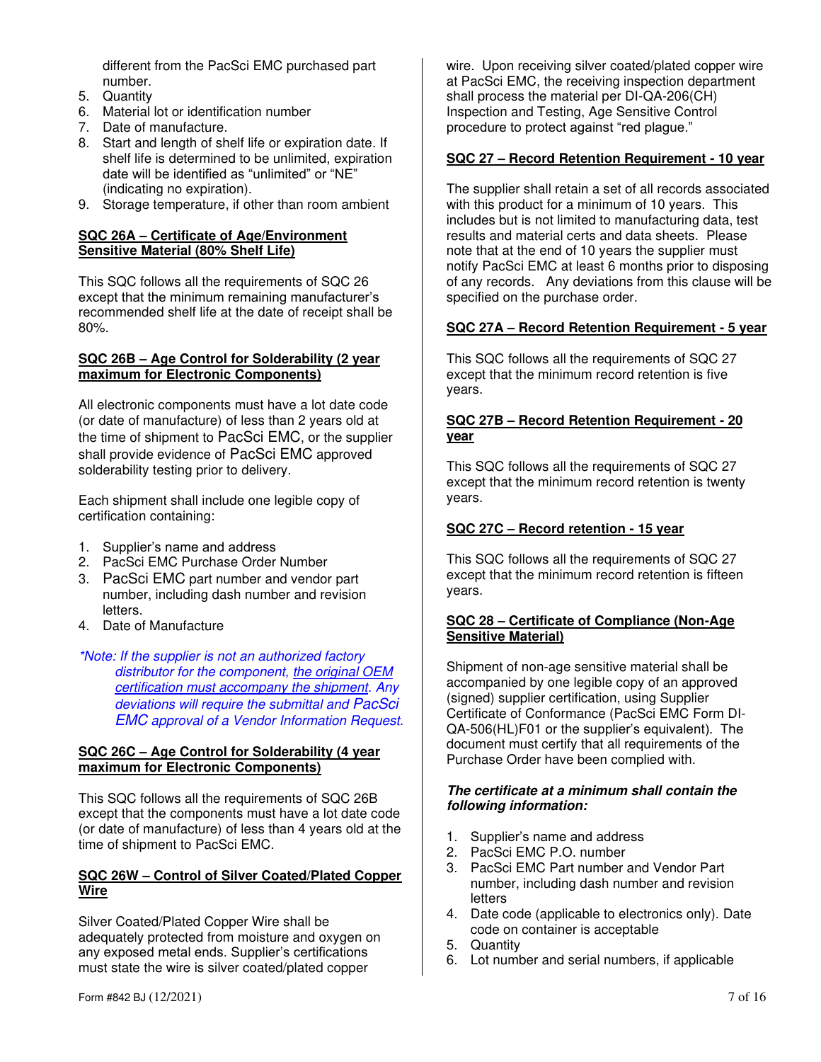different from the PacSci EMC purchased part number.

5. Quantity
6. Material lot or identification number
7. Date of manufacture.
8. Start and length of shelf life or expiration date. If shelf life is determined to be unlimited, expiration date will be identified as "unlimited" or "NE" (indicating no expiration).
9. Storage temperature, if other than room ambient

**SQC 26A – Certificate of Age/Environment Sensitive Material (80% Shelf Life)**

This SQC follows all the requirements of SQC 26 except that the minimum remaining manufacturer's recommended shelf life at the date of receipt shall be 80%.

**SQC 26B – Age Control for Solderability (2 year maximum for Electronic Components)**

All electronic components must have a lot date code (or date of manufacture) of less than 2 years old at the time of shipment to PacSci EMC, or the supplier shall provide evidence of PacSci EMC approved solderability testing prior to delivery.

Each shipment shall include one legible copy of certification containing:

1. Supplier's name and address
2. PacSci EMC Purchase Order Number
3. PacSci EMC part number and vendor part number, including dash number and revision letters.
4. Date of Manufacture

*\*Note: If the supplier is not an authorized factory distributor for the component, the original OEM certification must accompany the shipment. Any deviations will require the submittal and PacSci EMC approval of a Vendor Information Request.*

**SQC 26C – Age Control for Solderability (4 year maximum for Electronic Components)**

This SQC follows all the requirements of SQC 26B except that the components must have a lot date code (or date of manufacture) of less than 4 years old at the time of shipment to PacSci EMC.

**SQC 26W – Control of Silver Coated/Plated Copper Wire**

Silver Coated/Plated Copper Wire shall be adequately protected from moisture and oxygen on any exposed metal ends. Supplier's certifications must state the wire is silver coated/plated copper wire. Upon receiving silver coated/plated copper wire at PacSci EMC, the receiving inspection department shall process the material per DI-QA-206(CH) Inspection and Testing, Age Sensitive Control procedure to protect against "red plague."

**SQC 27 – Record Retention Requirement - 10 year**

The supplier shall retain a set of all records associated with this product for a minimum of 10 years. This includes but is not limited to manufacturing data, test results and material certs and data sheets. Please note that at the end of 10 years the supplier must notify PacSci EMC at least 6 months prior to disposing of any records. Any deviations from this clause will be specified on the purchase order.

**SQC 27A – Record Retention Requirement - 5 year**

This SQC follows all the requirements of SQC 27 except that the minimum record retention is five years.

**SQC 27B – Record Retention Requirement - 20 year**

This SQC follows all the requirements of SQC 27 except that the minimum record retention is twenty years.

**SQC 27C – Record retention - 15 year**

This SQC follows all the requirements of SQC 27 except that the minimum record retention is fifteen years.

**SQC 28 – Certificate of Compliance (Non-Age Sensitive Material)**

Shipment of non-age sensitive material shall be accompanied by one legible copy of an approved (signed) supplier certification, using Supplier Certificate of Conformance (PacSci EMC Form DI-QA-506(HL)F01 or the supplier's equivalent). The document must certify that all requirements of the Purchase Order have been complied with.

***The certificate at a minimum shall contain the following information:***

1. Supplier's name and address
2. PacSci EMC P.O. number
3. PacSci EMC Part number and Vendor Part number, including dash number and revision letters
4. Date code (applicable to electronics only). Date code on container is acceptable
5. Quantity
6. Lot number and serial numbers, if applicable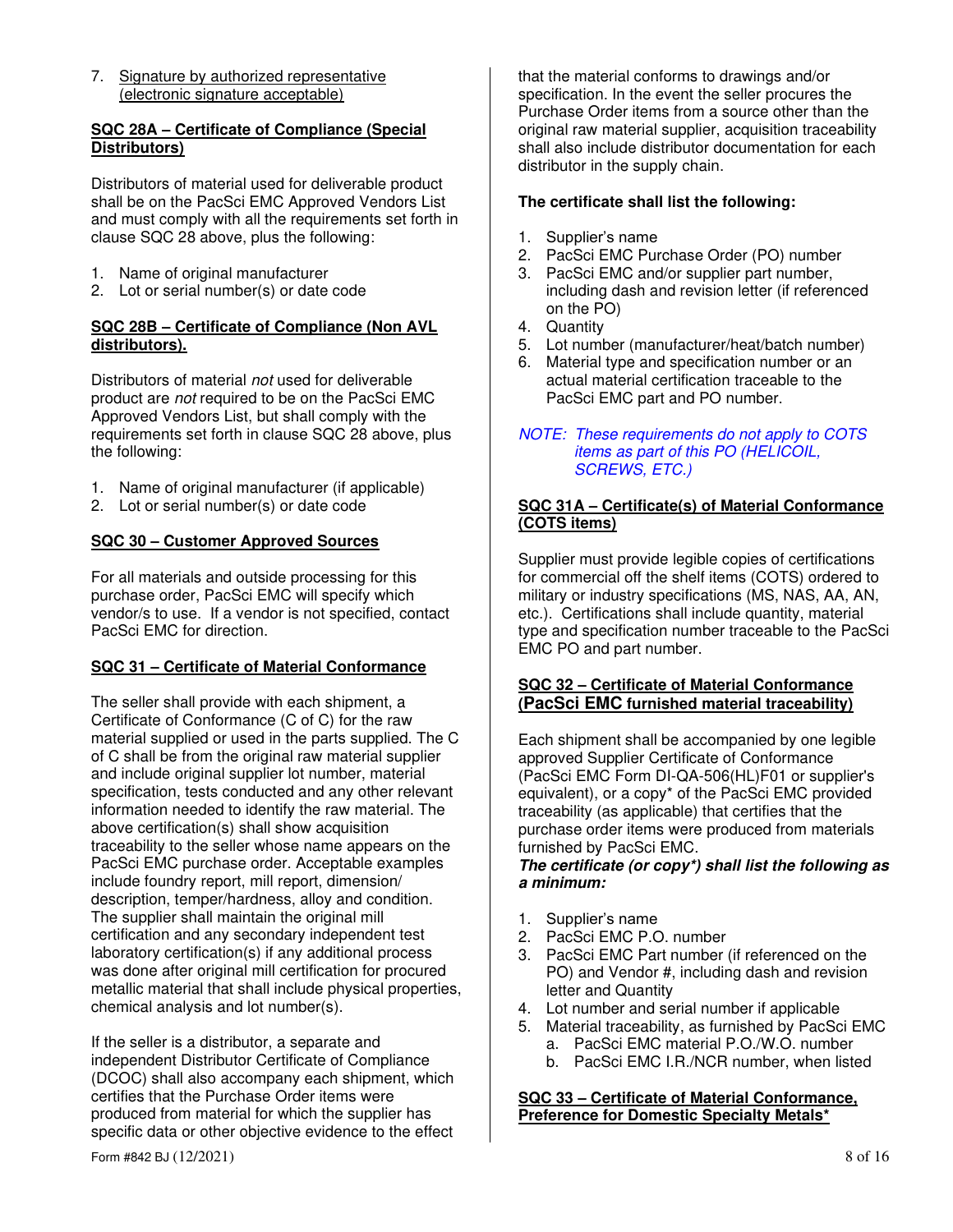7. Signature by authorized representative (electronic signature acceptable)

**SQC 28A – Certificate of Compliance (Special Distributors)**

Distributors of material used for deliverable product shall be on the PacSci EMC Approved Vendors List and must comply with all the requirements set forth in clause SQC 28 above, plus the following:

1. Name of original manufacturer
2. Lot or serial number(s) or date code

**SQC 28B – Certificate of Compliance (Non AVL distributors).**

Distributors of material *not* used for deliverable product are *not* required to be on the PacSci EMC Approved Vendors List, but shall comply with the requirements set forth in clause SQC 28 above, plus the following:

1. Name of original manufacturer (if applicable)
2. Lot or serial number(s) or date code

**SQC 30 – Customer Approved Sources**

For all materials and outside processing for this purchase order, PacSci EMC will specify which vendor/s to use. If a vendor is not specified, contact PacSci EMC for direction.

**SQC 31 – Certificate of Material Conformance**

The seller shall provide with each shipment, a Certificate of Conformance (C of C) for the raw material supplied or used in the parts supplied. The C of C shall be from the original raw material supplier and include original supplier lot number, material specification, tests conducted and any other relevant information needed to identify the raw material. The above certification(s) shall show acquisition traceability to the seller whose name appears on the PacSci EMC purchase order. Acceptable examples include foundry report, mill report, dimension/ description, temper/hardness, alloy and condition. The supplier shall maintain the original mill certification and any secondary independent test laboratory certification(s) if any additional process was done after original mill certification for procured metallic material that shall include physical properties, chemical analysis and lot number(s).

If the seller is a distributor, a separate and independent Distributor Certificate of Compliance (DCOC) shall also accompany each shipment, which certifies that the Purchase Order items were produced from material for which the supplier has specific data or other objective evidence to the effect that the material conforms to drawings and/or specification. In the event the seller procures the Purchase Order items from a source other than the original raw material supplier, acquisition traceability shall also include distributor documentation for each distributor in the supply chain.

**The certificate shall list the following:**

1. Supplier's name
2. PacSci EMC Purchase Order (PO) number
3. PacSci EMC and/or supplier part number, including dash and revision letter (if referenced on the PO)
4. Quantity
5. Lot number (manufacturer/heat/batch number)
6. Material type and specification number or an actual material certification traceable to the PacSci EMC part and PO number.

*NOTE: These requirements do not apply to COTS items as part of this PO (HELICOIL, SCREWS, ETC.)*

**SQC 31A – Certificate(s) of Material Conformance (COTS items)**

Supplier must provide legible copies of certifications for commercial off the shelf items (COTS) ordered to military or industry specifications (MS, NAS, AA, AN, etc.). Certifications shall include quantity, material type and specification number traceable to the PacSci EMC PO and part number.

**SQC 32 – Certificate of Material Conformance (PacSci EMC furnished material traceability)**

Each shipment shall be accompanied by one legible approved Supplier Certificate of Conformance (PacSci EMC Form DI-QA-506(HL)F01 or supplier's equivalent), or a copy* of the PacSci EMC provided traceability (as applicable) that certifies that the purchase order items were produced from materials furnished by PacSci EMC.

***The certificate (or copy*) shall list the following as a minimum:***

1. Supplier's name
2. PacSci EMC P.O. number
3. PacSci EMC Part number (if referenced on the PO) and Vendor #, including dash and revision letter and Quantity
4. Lot number and serial number if applicable
5. Material traceability, as furnished by PacSci EMC
   a. PacSci EMC material P.O./W.O. number
   b. PacSci EMC I.R./NCR number, when listed

**SQC 33 – Certificate of Material Conformance, Preference for Domestic Specialty Metals***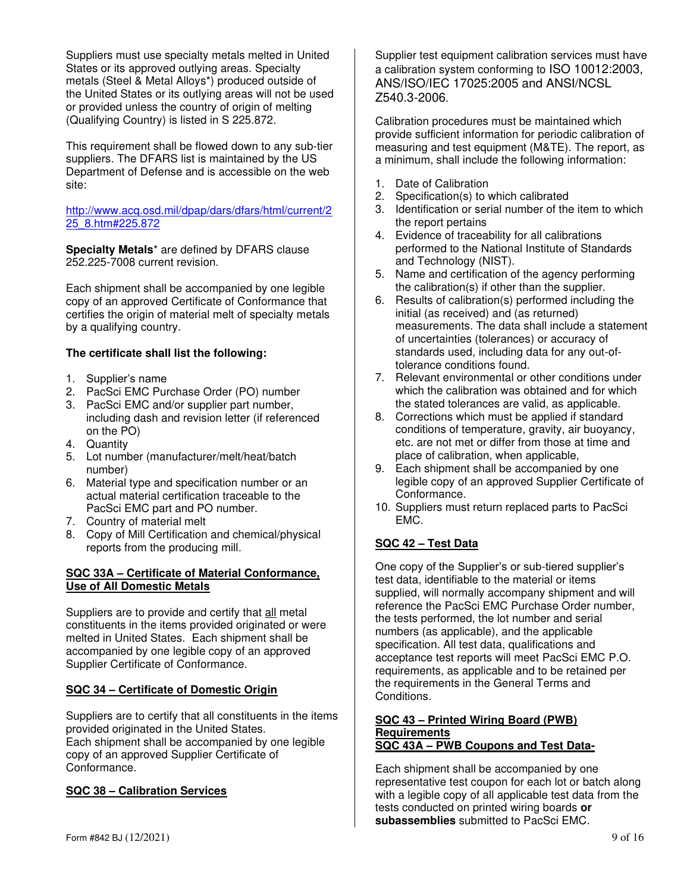Suppliers must use specialty metals melted in United States or its approved outlying areas. Specialty metals (Steel & Metal Alloys*) produced outside of the United States or its outlying areas will not be used or provided unless the country of origin of melting (Qualifying Country) is listed in S 225.872.

This requirement shall be flowed down to any sub-tier suppliers. The DFARS list is maintained by the US Department of Defense and is accessible on the web site:

http://www.acq.osd.mil/dpap/dars/dfars/html/current/225_8.htm#225.872

**Specialty Metals*** are defined by DFARS clause 252.225-7008 current revision.

Each shipment shall be accompanied by one legible copy of an approved Certificate of Conformance that certifies the origin of material melt of specialty metals by a qualifying country.

**The certificate shall list the following:**

1. Supplier's name
2. PacSci EMC Purchase Order (PO) number
3. PacSci EMC and/or supplier part number, including dash and revision letter (if referenced on the PO)
4. Quantity
5. Lot number (manufacturer/melt/heat/batch number)
6. Material type and specification number or an actual material certification traceable to the PacSci EMC part and PO number.
7. Country of material melt
8. Copy of Mill Certification and chemical/physical reports from the producing mill.

## SQC 33A – Certificate of Material Conformance, Use of All Domestic Metals

Suppliers are to provide and certify that all metal constituents in the items provided originated or were melted in United States. Each shipment shall be accompanied by one legible copy of an approved Supplier Certificate of Conformance.

## SQC 34 – Certificate of Domestic Origin

Suppliers are to certify that all constituents in the items provided originated in the United States.
Each shipment shall be accompanied by one legible copy of an approved Supplier Certificate of Conformance.

## SQC 38 – Calibration Services

Supplier test equipment calibration services must have a calibration system conforming to ISO 10012:2003, ANS/ISO/IEC 17025:2005 and ANSI/NCSL Z540.3-2006.

Calibration procedures must be maintained which provide sufficient information for periodic calibration of measuring and test equipment (M&TE). The report, as a minimum, shall include the following information:

1. Date of Calibration
2. Specification(s) to which calibrated
3. Identification or serial number of the item to which the report pertains
4. Evidence of traceability for all calibrations performed to the National Institute of Standards and Technology (NIST).
5. Name and certification of the agency performing the calibration(s) if other than the supplier.
6. Results of calibration(s) performed including the initial (as received) and (as returned) measurements. The data shall include a statement of uncertainties (tolerances) or accuracy of standards used, including data for any out-of-tolerance conditions found.
7. Relevant environmental or other conditions under which the calibration was obtained and for which the stated tolerances are valid, as applicable.
8. Corrections which must be applied if standard conditions of temperature, gravity, air buoyancy, etc. are not met or differ from those at time and place of calibration, when applicable,
9. Each shipment shall be accompanied by one legible copy of an approved Supplier Certificate of Conformance.
10. Suppliers must return replaced parts to PacSci EMC.

## SQC 42 – Test Data

One copy of the Supplier's or sub-tiered supplier's test data, identifiable to the material or items supplied, will normally accompany shipment and will reference the PacSci EMC Purchase Order number, the tests performed, the lot number and serial numbers (as applicable), and the applicable specification. All test data, qualifications and acceptance test reports will meet PacSci EMC P.O. requirements, as applicable and to be retained per the requirements in the General Terms and Conditions.

## SQC 43 – Printed Wiring Board (PWB) Requirements

## SQC 43A – PWB Coupons and Test Data-

Each shipment shall be accompanied by one representative test coupon for each lot or batch along with a legible copy of all applicable test data from the tests conducted on printed wiring boards **or subassemblies** submitted to PacSci EMC.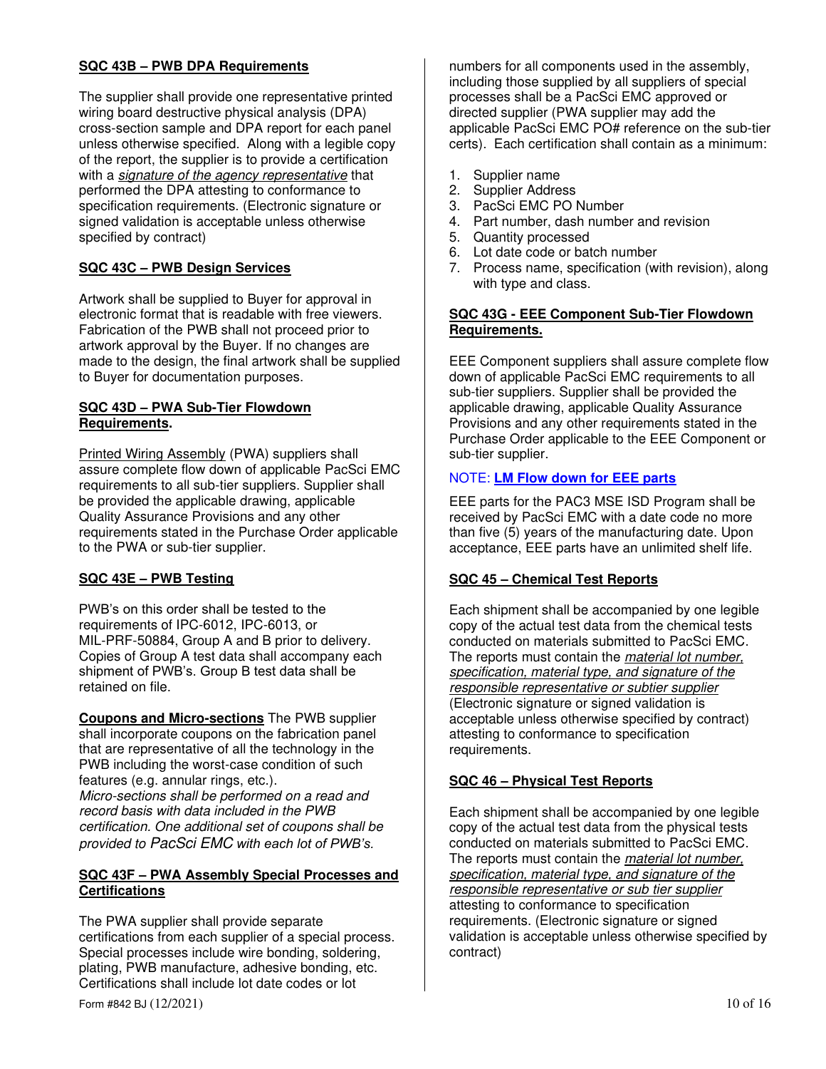**SQC 43B – PWB DPA Requirements**

The supplier shall provide one representative printed wiring board destructive physical analysis (DPA) cross-section sample and DPA report for each panel unless otherwise specified. Along with a legible copy of the report, the supplier is to provide a certification with a *signature of the agency representative* that performed the DPA attesting to conformance to specification requirements. (Electronic signature or signed validation is acceptable unless otherwise specified by contract)

**SQC 43C – PWB Design Services**

Artwork shall be supplied to Buyer for approval in electronic format that is readable with free viewers. Fabrication of the PWB shall not proceed prior to artwork approval by the Buyer. If no changes are made to the design, the final artwork shall be supplied to Buyer for documentation purposes.

**SQC 43D – PWA Sub-Tier Flowdown Requirements.**

Printed Wiring Assembly (PWA) suppliers shall assure complete flow down of applicable PacSci EMC requirements to all sub-tier suppliers. Supplier shall be provided the applicable drawing, applicable Quality Assurance Provisions and any other requirements stated in the Purchase Order applicable to the PWA or sub-tier supplier.

**SQC 43E – PWB Testing**

PWB's on this order shall be tested to the requirements of IPC-6012, IPC-6013, or MIL-PRF-50884, Group A and B prior to delivery. Copies of Group A test data shall accompany each shipment of PWB's. Group B test data shall be retained on file.

**Coupons and Micro-sections** The PWB supplier shall incorporate coupons on the fabrication panel that are representative of all the technology in the PWB including the worst-case condition of such features (e.g. annular rings, etc.).
*Micro-sections shall be performed on a read and record basis with data included in the PWB certification. One additional set of coupons shall be provided to PacSci EMC with each lot of PWB's.*

**SQC 43F – PWA Assembly Special Processes and Certifications**

The PWA supplier shall provide separate certifications from each supplier of a special process. Special processes include wire bonding, soldering, plating, PWB manufacture, adhesive bonding, etc. Certifications shall include lot date codes or lot numbers for all components used in the assembly, including those supplied by all suppliers of special processes shall be a PacSci EMC approved or directed supplier (PWA supplier may add the applicable PacSci EMC PO# reference on the sub-tier certs). Each certification shall contain as a minimum:

1. Supplier name
2. Supplier Address
3. PacSci EMC PO Number
4. Part number, dash number and revision
5. Quantity processed
6. Lot date code or batch number
7. Process name, specification (with revision), along with type and class.

**SQC 43G - EEE Component Sub-Tier Flowdown Requirements.**

EEE Component suppliers shall assure complete flow down of applicable PacSci EMC requirements to all sub-tier suppliers. Supplier shall be provided the applicable drawing, applicable Quality Assurance Provisions and any other requirements stated in the Purchase Order applicable to the EEE Component or sub-tier supplier.

NOTE: **LM Flow down for EEE parts**

EEE parts for the PAC3 MSE ISD Program shall be received by PacSci EMC with a date code no more than five (5) years of the manufacturing date. Upon acceptance, EEE parts have an unlimited shelf life.

**SQC 45 – Chemical Test Reports**

Each shipment shall be accompanied by one legible copy of the actual test data from the chemical tests conducted on materials submitted to PacSci EMC. The reports must contain the *material lot number, specification, material type, and signature of the responsible representative or subtier supplier* (Electronic signature or signed validation is acceptable unless otherwise specified by contract) attesting to conformance to specification requirements.

**SQC 46 – Physical Test Reports**

Each shipment shall be accompanied by one legible copy of the actual test data from the physical tests conducted on materials submitted to PacSci EMC. The reports must contain the *material lot number, specification, material type, and signature of the responsible representative or sub tier supplier* attesting to conformance to specification requirements. (Electronic signature or signed validation is acceptable unless otherwise specified by contract)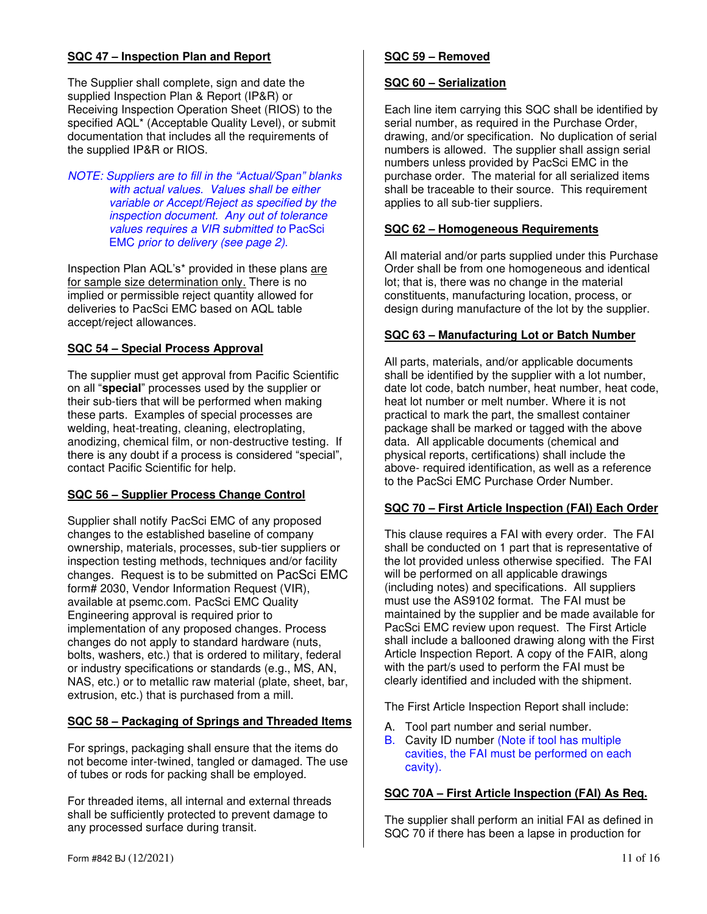## SQC 47 – Inspection Plan and Report

The Supplier shall complete, sign and date the supplied Inspection Plan & Report (IP&R) or Receiving Inspection Operation Sheet (RIOS) to the specified AQL* (Acceptable Quality Level), or submit documentation that includes all the requirements of the supplied IP&R or RIOS.

*NOTE: Suppliers are to fill in the "Actual/Span" blanks with actual values. Values shall be either variable or Accept/Reject as specified by the inspection document. Any out of tolerance values requires a VIR submitted to* PacSci EMC *prior to delivery (see page 2).*

Inspection Plan AQL's* provided in these plans are for sample size determination only. There is no implied or permissible reject quantity allowed for deliveries to PacSci EMC based on AQL table accept/reject allowances.

## SQC 54 – Special Process Approval

The supplier must get approval from Pacific Scientific on all "**special**" processes used by the supplier or their sub-tiers that will be performed when making these parts. Examples of special processes are welding, heat-treating, cleaning, electroplating, anodizing, chemical film, or non-destructive testing. If there is any doubt if a process is considered "special", contact Pacific Scientific for help.

## SQC 56 – Supplier Process Change Control

Supplier shall notify PacSci EMC of any proposed changes to the established baseline of company ownership, materials, processes, sub-tier suppliers or inspection testing methods, techniques and/or facility changes. Request is to be submitted on PacSci EMC form# 2030, Vendor Information Request (VIR), available at psemc.com. PacSci EMC Quality Engineering approval is required prior to implementation of any proposed changes. Process changes do not apply to standard hardware (nuts, bolts, washers, etc.) that is ordered to military, federal or industry specifications or standards (e.g., MS, AN, NAS, etc.) or to metallic raw material (plate, sheet, bar, extrusion, etc.) that is purchased from a mill.

## SQC 58 – Packaging of Springs and Threaded Items

For springs, packaging shall ensure that the items do not become inter-twined, tangled or damaged. The use of tubes or rods for packing shall be employed.

For threaded items, all internal and external threads shall be sufficiently protected to prevent damage to any processed surface during transit.

## SQC 59 – Removed

## SQC 60 – Serialization

Each line item carrying this SQC shall be identified by serial number, as required in the Purchase Order, drawing, and/or specification. No duplication of serial numbers is allowed. The supplier shall assign serial numbers unless provided by PacSci EMC in the purchase order. The material for all serialized items shall be traceable to their source. This requirement applies to all sub-tier suppliers.

## SQC 62 – Homogeneous Requirements

All material and/or parts supplied under this Purchase Order shall be from one homogeneous and identical lot; that is, there was no change in the material constituents, manufacturing location, process, or design during manufacture of the lot by the supplier.

## SQC 63 – Manufacturing Lot or Batch Number

All parts, materials, and/or applicable documents shall be identified by the supplier with a lot number, date lot code, batch number, heat number, heat code, heat lot number or melt number. Where it is not practical to mark the part, the smallest container package shall be marked or tagged with the above data. All applicable documents (chemical and physical reports, certifications) shall include the above- required identification, as well as a reference to the PacSci EMC Purchase Order Number.

## SQC 70 – First Article Inspection (FAI) Each Order

This clause requires a FAI with every order. The FAI shall be conducted on 1 part that is representative of the lot provided unless otherwise specified. The FAI will be performed on all applicable drawings (including notes) and specifications. All suppliers must use the AS9102 format. The FAI must be maintained by the supplier and be made available for PacSci EMC review upon request. The First Article shall include a ballooned drawing along with the First Article Inspection Report. A copy of the FAIR, along with the part/s used to perform the FAI must be clearly identified and included with the shipment.

The First Article Inspection Report shall include:

A. Tool part number and serial number.
B. Cavity ID number (Note if tool has multiple cavities, the FAI must be performed on each cavity).

## SQC 70A – First Article Inspection (FAI) As Req.

The supplier shall perform an initial FAI as defined in SQC 70 if there has been a lapse in production for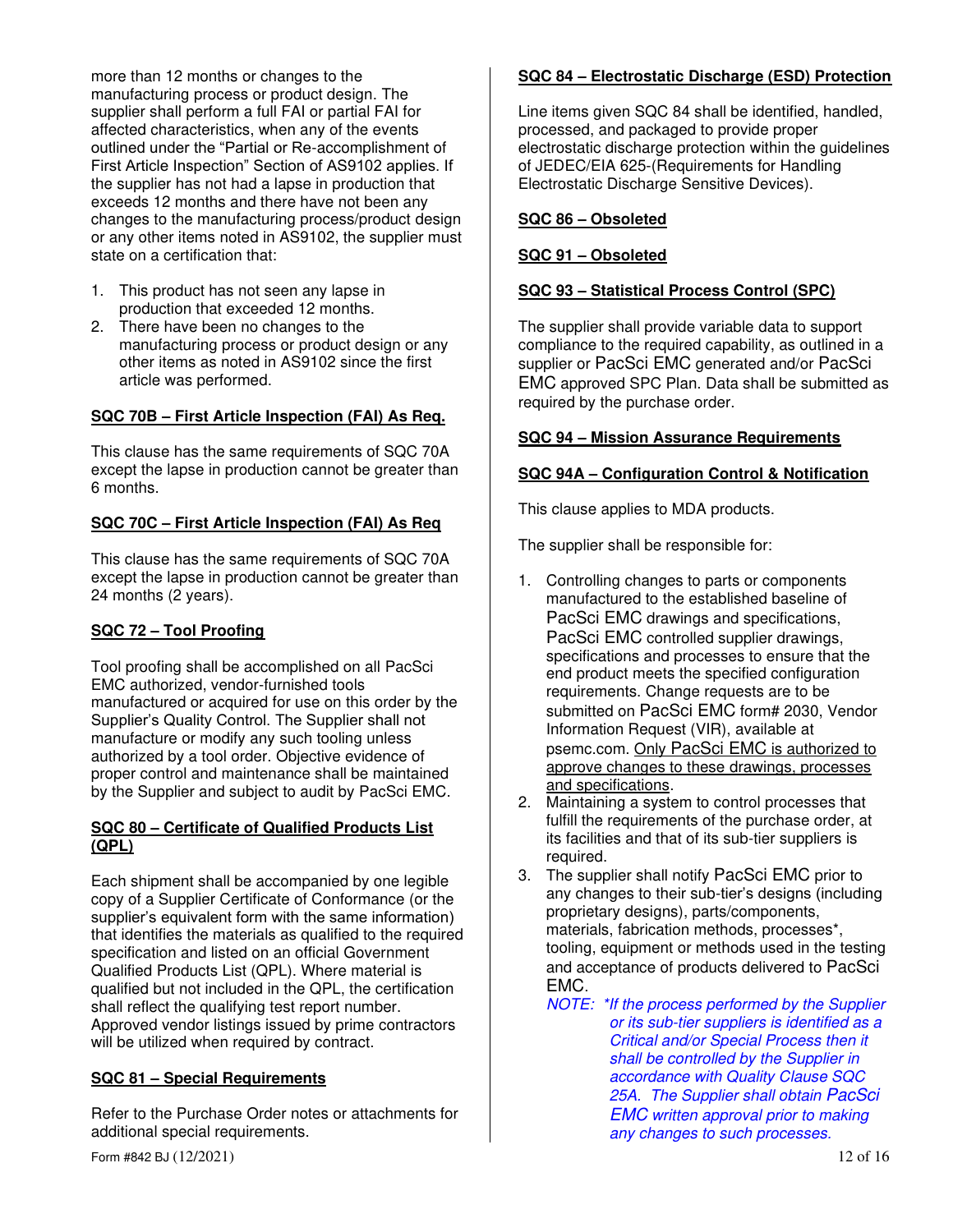more than 12 months or changes to the manufacturing process or product design. The supplier shall perform a full FAI or partial FAI for affected characteristics, when any of the events outlined under the "Partial or Re-accomplishment of First Article Inspection" Section of AS9102 applies. If the supplier has not had a lapse in production that exceeds 12 months and there have not been any changes to the manufacturing process/product design or any other items noted in AS9102, the supplier must state on a certification that:

1. This product has not seen any lapse in production that exceeded 12 months.
2. There have been no changes to the manufacturing process or product design or any other items as noted in AS9102 since the first article was performed.

**SQC 70B – First Article Inspection (FAI) As Req.**

This clause has the same requirements of SQC 70A except the lapse in production cannot be greater than 6 months.

**SQC 70C – First Article Inspection (FAI) As Req**

This clause has the same requirements of SQC 70A except the lapse in production cannot be greater than 24 months (2 years).

**SQC 72 – Tool Proofing**

Tool proofing shall be accomplished on all PacSci EMC authorized, vendor-furnished tools manufactured or acquired for use on this order by the Supplier's Quality Control. The Supplier shall not manufacture or modify any such tooling unless authorized by a tool order. Objective evidence of proper control and maintenance shall be maintained by the Supplier and subject to audit by PacSci EMC.

**SQC 80 – Certificate of Qualified Products List (QPL)**

Each shipment shall be accompanied by one legible copy of a Supplier Certificate of Conformance (or the supplier's equivalent form with the same information) that identifies the materials as qualified to the required specification and listed on an official Government Qualified Products List (QPL). Where material is qualified but not included in the QPL, the certification shall reflect the qualifying test report number. Approved vendor listings issued by prime contractors will be utilized when required by contract.

**SQC 81 – Special Requirements**

Refer to the Purchase Order notes or attachments for additional special requirements.

**SQC 84 – Electrostatic Discharge (ESD) Protection**

Line items given SQC 84 shall be identified, handled, processed, and packaged to provide proper electrostatic discharge protection within the guidelines of JEDEC/EIA 625-(Requirements for Handling Electrostatic Discharge Sensitive Devices).

**SQC 86 – Obsoleted**

**SQC 91 – Obsoleted**

**SQC 93 – Statistical Process Control (SPC)**

The supplier shall provide variable data to support compliance to the required capability, as outlined in a supplier or PacSci EMC generated and/or PacSci EMC approved SPC Plan. Data shall be submitted as required by the purchase order.

**SQC 94 – Mission Assurance Requirements**

**SQC 94A – Configuration Control & Notification**

This clause applies to MDA products.

The supplier shall be responsible for:

1. Controlling changes to parts or components manufactured to the established baseline of PacSci EMC drawings and specifications, PacSci EMC controlled supplier drawings, specifications and processes to ensure that the end product meets the specified configuration requirements. Change requests are to be submitted on PacSci EMC form# 2030, Vendor Information Request (VIR), available at psemc.com. <u>Only PacSci EMC is authorized to approve changes to these drawings, processes and specifications</u>.
2. Maintaining a system to control processes that fulfill the requirements of the purchase order, at its facilities and that of its sub-tier suppliers is required.
3. The supplier shall notify PacSci EMC prior to any changes to their sub-tier's designs (including proprietary designs), parts/components, materials, fabrication methods, processes*, tooling, equipment or methods used in the testing and acceptance of products delivered to PacSci EMC.

   *NOTE: *If the process performed by the Supplier or its sub-tier suppliers is identified as a Critical and/or Special Process then it shall be controlled by the Supplier in accordance with Quality Clause SQC 25A. The Supplier shall obtain PacSci EMC written approval prior to making any changes to such processes.*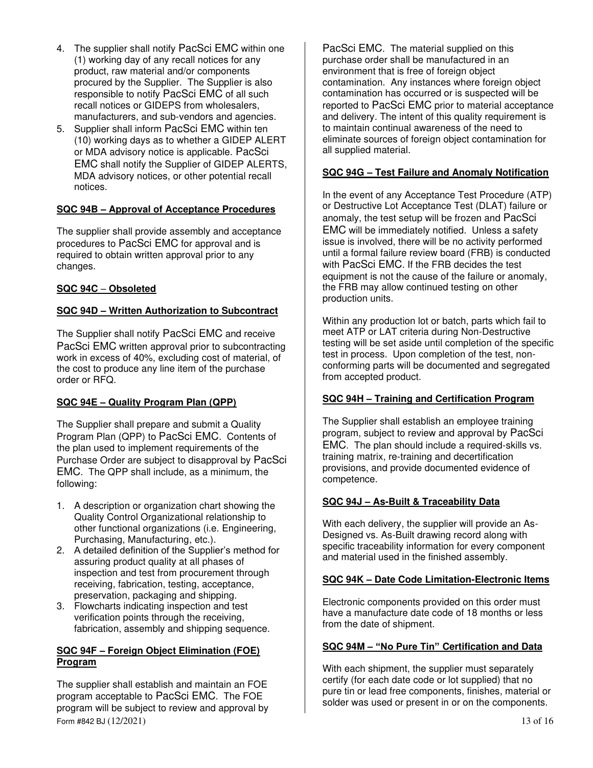4. The supplier shall notify PacSci EMC within one (1) working day of any recall notices for any product, raw material and/or components procured by the Supplier. The Supplier is also responsible to notify PacSci EMC of all such recall notices or GIDEPS from wholesalers, manufacturers, and sub-vendors and agencies.
5. Supplier shall inform PacSci EMC within ten (10) working days as to whether a GIDEP ALERT or MDA advisory notice is applicable. PacSci EMC shall notify the Supplier of GIDEP ALERTS, MDA advisory notices, or other potential recall notices.

**SQC 94B – Approval of Acceptance Procedures**

The supplier shall provide assembly and acceptance procedures to PacSci EMC for approval and is required to obtain written approval prior to any changes.

**SQC 94C – Obsoleted**

**SQC 94D – Written Authorization to Subcontract**

The Supplier shall notify PacSci EMC and receive PacSci EMC written approval prior to subcontracting work in excess of 40%, excluding cost of material, of the cost to produce any line item of the purchase order or RFQ.

**SQC 94E – Quality Program Plan (QPP)**

The Supplier shall prepare and submit a Quality Program Plan (QPP) to PacSci EMC. Contents of the plan used to implement requirements of the Purchase Order are subject to disapproval by PacSci EMC. The QPP shall include, as a minimum, the following:

1. A description or organization chart showing the Quality Control Organizational relationship to other functional organizations (i.e. Engineering, Purchasing, Manufacturing, etc.).
2. A detailed definition of the Supplier's method for assuring product quality at all phases of inspection and test from procurement through receiving, fabrication, testing, acceptance, preservation, packaging and shipping.
3. Flowcharts indicating inspection and test verification points through the receiving, fabrication, assembly and shipping sequence.

**SQC 94F – Foreign Object Elimination (FOE) Program**

The supplier shall establish and maintain an FOE program acceptable to PacSci EMC. The FOE program will be subject to review and approval by PacSci EMC. The material supplied on this purchase order shall be manufactured in an environment that is free of foreign object contamination. Any instances where foreign object contamination has occurred or is suspected will be reported to PacSci EMC prior to material acceptance and delivery. The intent of this quality requirement is to maintain continual awareness of the need to eliminate sources of foreign object contamination for all supplied material.

**SQC 94G – Test Failure and Anomaly Notification**

In the event of any Acceptance Test Procedure (ATP) or Destructive Lot Acceptance Test (DLAT) failure or anomaly, the test setup will be frozen and PacSci EMC will be immediately notified. Unless a safety issue is involved, there will be no activity performed until a formal failure review board (FRB) is conducted with PacSci EMC. If the FRB decides the test equipment is not the cause of the failure or anomaly, the FRB may allow continued testing on other production units.

Within any production lot or batch, parts which fail to meet ATP or LAT criteria during Non-Destructive testing will be set aside until completion of the specific test in process. Upon completion of the test, non-conforming parts will be documented and segregated from accepted product.

**SQC 94H – Training and Certification Program**

The Supplier shall establish an employee training program, subject to review and approval by PacSci EMC. The plan should include a required-skills vs. training matrix, re-training and decertification provisions, and provide documented evidence of competence.

**SQC 94J – As-Built & Traceability Data**

With each delivery, the supplier will provide an As-Designed vs. As-Built drawing record along with specific traceability information for every component and material used in the finished assembly.

**SQC 94K – Date Code Limitation-Electronic Items**

Electronic components provided on this order must have a manufacture date code of 18 months or less from the date of shipment.

**SQC 94M – "No Pure Tin" Certification and Data**

With each shipment, the supplier must separately certify (for each date code or lot supplied) that no pure tin or lead free components, finishes, material or solder was used or present in or on the components.

Form #842 BJ (12/2021)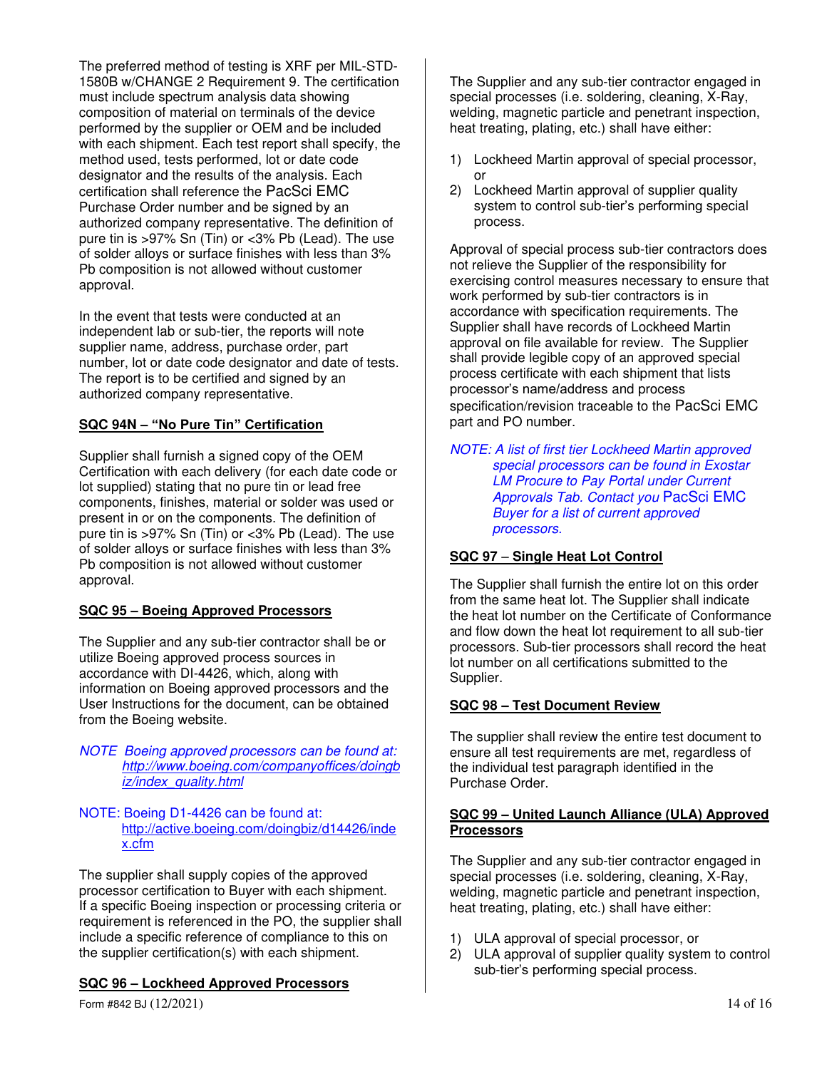The preferred method of testing is XRF per MIL-STD-1580B w/CHANGE 2 Requirement 9. The certification must include spectrum analysis data showing composition of material on terminals of the device performed by the supplier or OEM and be included with each shipment. Each test report shall specify, the method used, tests performed, lot or date code designator and the results of the analysis. Each certification shall reference the PacSci EMC Purchase Order number and be signed by an authorized company representative. The definition of pure tin is >97% Sn (Tin) or <3% Pb (Lead). The use of solder alloys or surface finishes with less than 3% Pb composition is not allowed without customer approval.

In the event that tests were conducted at an independent lab or sub-tier, the reports will note supplier name, address, purchase order, part number, lot or date code designator and date of tests. The report is to be certified and signed by an authorized company representative.

**SQC 94N – "No Pure Tin" Certification**

Supplier shall furnish a signed copy of the OEM Certification with each delivery (for each date code or lot supplied) stating that no pure tin or lead free components, finishes, material or solder was used or present in or on the components. The definition of pure tin is >97% Sn (Tin) or <3% Pb (Lead). The use of solder alloys or surface finishes with less than 3% Pb composition is not allowed without customer approval.

**SQC 95 – Boeing Approved Processors**

The Supplier and any sub-tier contractor shall be or utilize Boeing approved process sources in accordance with DI-4426, which, along with information on Boeing approved processors and the User Instructions for the document, can be obtained from the Boeing website.

*NOTE Boeing approved processors can be found at: http://www.boeing.com/companyoffices/doingbiz/index_quality.html*

NOTE: Boeing D1-4426 can be found at: http://active.boeing.com/doingbiz/d14426/index.cfm

The supplier shall supply copies of the approved processor certification to Buyer with each shipment. If a specific Boeing inspection or processing criteria or requirement is referenced in the PO, the supplier shall include a specific reference of compliance to this on the supplier certification(s) with each shipment.

**SQC 96 – Lockheed Approved Processors**

The Supplier and any sub-tier contractor engaged in special processes (i.e. soldering, cleaning, X-Ray, welding, magnetic particle and penetrant inspection, heat treating, plating, etc.) shall have either:

1) Lockheed Martin approval of special processor, or
2) Lockheed Martin approval of supplier quality system to control sub-tier's performing special process.

Approval of special process sub-tier contractors does not relieve the Supplier of the responsibility for exercising control measures necessary to ensure that work performed by sub-tier contractors is in accordance with specification requirements. The Supplier shall have records of Lockheed Martin approval on file available for review. The Supplier shall provide legible copy of an approved special process certificate with each shipment that lists processor's name/address and process specification/revision traceable to the PacSci EMC part and PO number.

*NOTE: A list of first tier Lockheed Martin approved special processors can be found in Exostar LM Procure to Pay Portal under Current Approvals Tab. Contact you PacSci EMC Buyer for a list of current approved processors.*

**SQC 97 – Single Heat Lot Control**

The Supplier shall furnish the entire lot on this order from the same heat lot. The Supplier shall indicate the heat lot number on the Certificate of Conformance and flow down the heat lot requirement to all sub-tier processors. Sub-tier processors shall record the heat lot number on all certifications submitted to the Supplier.

**SQC 98 – Test Document Review**

The supplier shall review the entire test document to ensure all test requirements are met, regardless of the individual test paragraph identified in the Purchase Order.

**SQC 99 – United Launch Alliance (ULA) Approved Processors**

The Supplier and any sub-tier contractor engaged in special processes (i.e. soldering, cleaning, X-Ray, welding, magnetic particle and penetrant inspection, heat treating, plating, etc.) shall have either:

1) ULA approval of special processor, or
2) ULA approval of supplier quality system to control sub-tier's performing special process.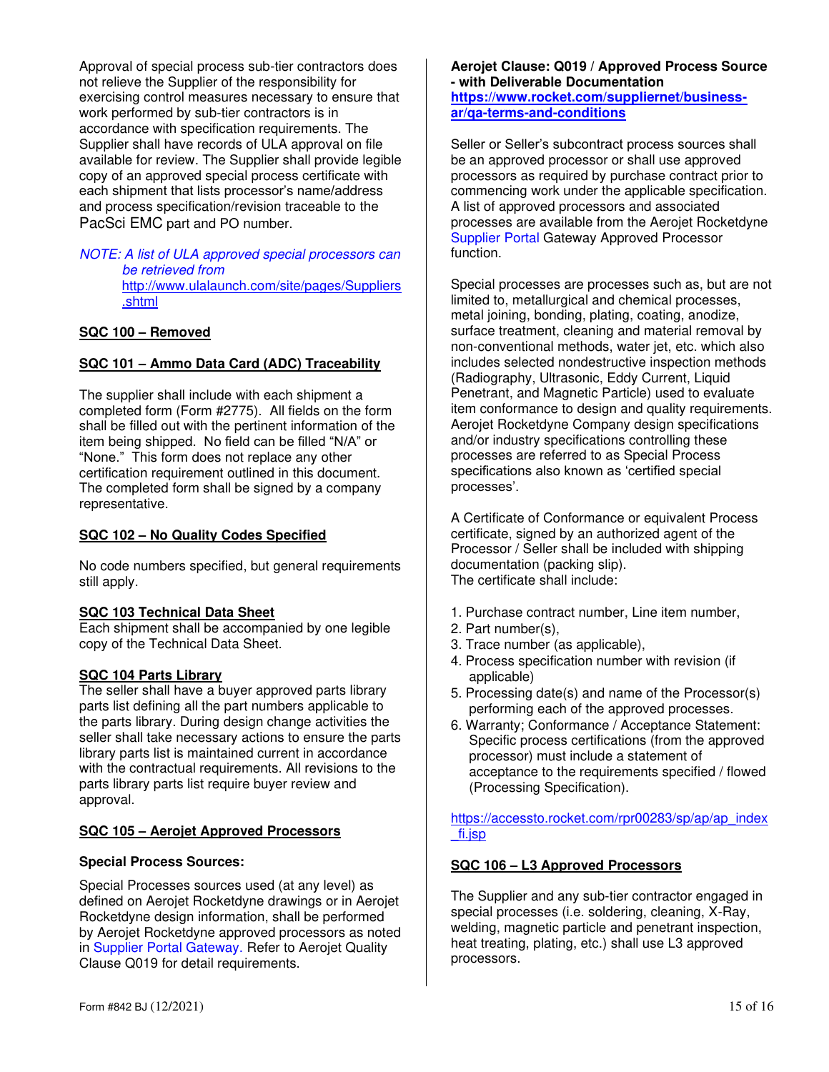Approval of special process sub-tier contractors does not relieve the Supplier of the responsibility for exercising control measures necessary to ensure that work performed by sub-tier contractors is in accordance with specification requirements. The Supplier shall have records of ULA approval on file available for review. The Supplier shall provide legible copy of an approved special process certificate with each shipment that lists processor's name/address and process specification/revision traceable to the PacSci EMC part and PO number.

*NOTE: A list of ULA approved special processors can be retrieved from* http://www.ulalaunch.com/site/pages/Suppliers.shtml

**SQC 100 – Removed**

**SQC 101 – Ammo Data Card (ADC) Traceability**

The supplier shall include with each shipment a completed form (Form #2775). All fields on the form shall be filled out with the pertinent information of the item being shipped. No field can be filled "N/A" or "None." This form does not replace any other certification requirement outlined in this document. The completed form shall be signed by a company representative.

**SQC 102 – No Quality Codes Specified**

No code numbers specified, but general requirements still apply.

**SQC 103 Technical Data Sheet**

Each shipment shall be accompanied by one legible copy of the Technical Data Sheet.

**SQC 104 Parts Library**

The seller shall have a buyer approved parts library parts list defining all the part numbers applicable to the parts library. During design change activities the seller shall take necessary actions to ensure the parts library parts list is maintained current in accordance with the contractual requirements. All revisions to the parts library parts list require buyer review and approval.

**SQC 105 – Aerojet Approved Processors**

**Special Process Sources:**

Special Processes sources used (at any level) as defined on Aerojet Rocketdyne drawings or in Aerojet Rocketdyne design information, shall be performed by Aerojet Rocketdyne approved processors as noted in Supplier Portal Gateway. Refer to Aerojet Quality Clause Q019 for detail requirements.

**Aerojet Clause: Q019 / Approved Process Source - with Deliverable Documentation**
**https://www.rocket.com/suppliernet/business-ar/qa-terms-and-conditions**

Seller or Seller's subcontract process sources shall be an approved processor or shall use approved processors as required by purchase contract prior to commencing work under the applicable specification. A list of approved processors and associated processes are available from the Aerojet Rocketdyne Supplier Portal Gateway Approved Processor function.

Special processes are processes such as, but are not limited to, metallurgical and chemical processes, metal joining, bonding, plating, coating, anodize, surface treatment, cleaning and material removal by non-conventional methods, water jet, etc. which also includes selected nondestructive inspection methods (Radiography, Ultrasonic, Eddy Current, Liquid Penetrant, and Magnetic Particle) used to evaluate item conformance to design and quality requirements. Aerojet Rocketdyne Company design specifications and/or industry specifications controlling these processes are referred to as Special Process specifications also known as 'certified special processes'.

A Certificate of Conformance or equivalent Process certificate, signed by an authorized agent of the Processor / Seller shall be included with shipping documentation (packing slip).
The certificate shall include:

1. Purchase contract number, Line item number,
2. Part number(s),
3. Trace number (as applicable),
4. Process specification number with revision (if applicable)
5. Processing date(s) and name of the Processor(s) performing each of the approved processes.
6. Warranty; Conformance / Acceptance Statement: Specific process certifications (from the approved processor) must include a statement of acceptance to the requirements specified / flowed (Processing Specification).

https://accessto.rocket.com/rpr00283/sp/ap/ap_index_fi.jsp

**SQC 106 – L3 Approved Processors**

The Supplier and any sub-tier contractor engaged in special processes (i.e. soldering, cleaning, X-Ray, welding, magnetic particle and penetrant inspection, heat treating, plating, etc.) shall use L3 approved processors.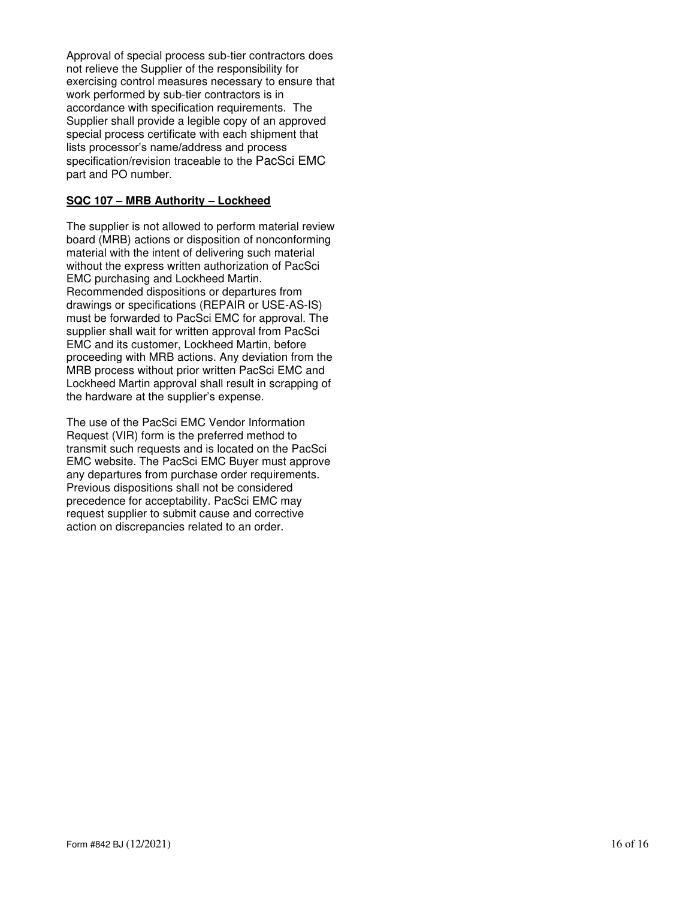Approval of special process sub-tier contractors does not relieve the Supplier of the responsibility for exercising control measures necessary to ensure that work performed by sub-tier contractors is in accordance with specification requirements. The Supplier shall provide a legible copy of an approved special process certificate with each shipment that lists processor's name/address and process specification/revision traceable to the PacSci EMC part and PO number.

**SQC 107 – MRB Authority – Lockheed**

The supplier is not allowed to perform material review board (MRB) actions or disposition of nonconforming material with the intent of delivering such material without the express written authorization of PacSci EMC purchasing and Lockheed Martin. Recommended dispositions or departures from drawings or specifications (REPAIR or USE-AS-IS) must be forwarded to PacSci EMC for approval. The supplier shall wait for written approval from PacSci EMC and its customer, Lockheed Martin, before proceeding with MRB actions. Any deviation from the MRB process without prior written PacSci EMC and Lockheed Martin approval shall result in scrapping of the hardware at the supplier's expense.

The use of the PacSci EMC Vendor Information Request (VIR) form is the preferred method to transmit such requests and is located on the PacSci EMC website. The PacSci EMC Buyer must approve any departures from purchase order requirements. Previous dispositions shall not be considered precedence for acceptability. PacSci EMC may request supplier to submit cause and corrective action on discrepancies related to an order.

Form #842 BJ (12/2021)